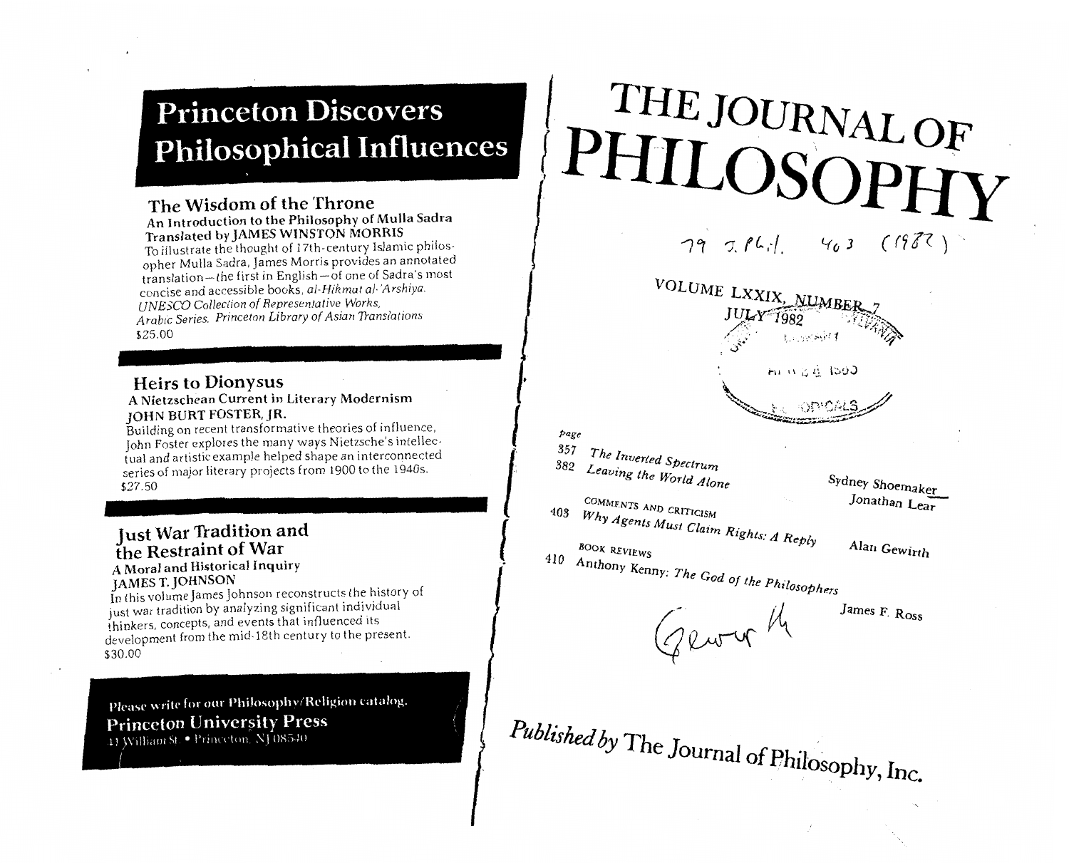# Princeton Discovers Philosophical Influences

## The Wisdom of the Throne

**An Introduction to the Philosophy of Mulla Sadra**
**Translated by JAMES WINSTON MORRIS**

To illustrate the thought of 17th-century Islamic philosopher Mulla Sadra, James Morris provides an annotated translation—the first in English—of one of Sadra's most concise and accessible books, *al-Hikmat al-'Arshiya*. *UNESCO Collection of Representative Works, Arabic Series. Princeton Library of Asian Translations*
$25.00

## Heirs to Dionysus

**A Nietzschean Current in Literary Modernism**
**JOHN BURT FOSTER, JR.**

Building on recent transformative theories of influence, John Foster explores the many ways Nietzsche's intellectual and artistic example helped shape an interconnected series of major literary projects from 1900 to the 1940s.
$27.50

## Just War Tradition and the Restraint of War

**A Moral and Historical Inquiry**
**JAMES T. JOHNSON**

In this volume James Johnson reconstructs the history of just war tradition by analyzing significant individual thinkers, concepts, and events that influenced its development from the mid-18th century to the present.
$30.00

Please write for our Philosophy/Religion catalog.
**Princeton University Press**
41 William St. • Princeton, NJ 08540

---

# THE JOURNAL OF PHILOSOPHY

79 J. Phil. 403 (1982)

VOLUME LXXIX, NUMBER 7
JULY 1982

| page | | |
|---|---|---|
| 357 | *The Inverted Spectrum* | Sydney Shoemaker |
| 382 | *Leaving the World Alone* | Jonathan Lear |
| | COMMENTS AND CRITICISM | |
| 403 | *Why Agents Must Claim Rights: A Reply* | Alan Gewirth |
| | BOOK REVIEWS | |
| 410 | Anthony Kenny: *The God of the Philosophers* | James F. Ross |

Gewirth

*Published by* The Journal of Philosophy, Inc.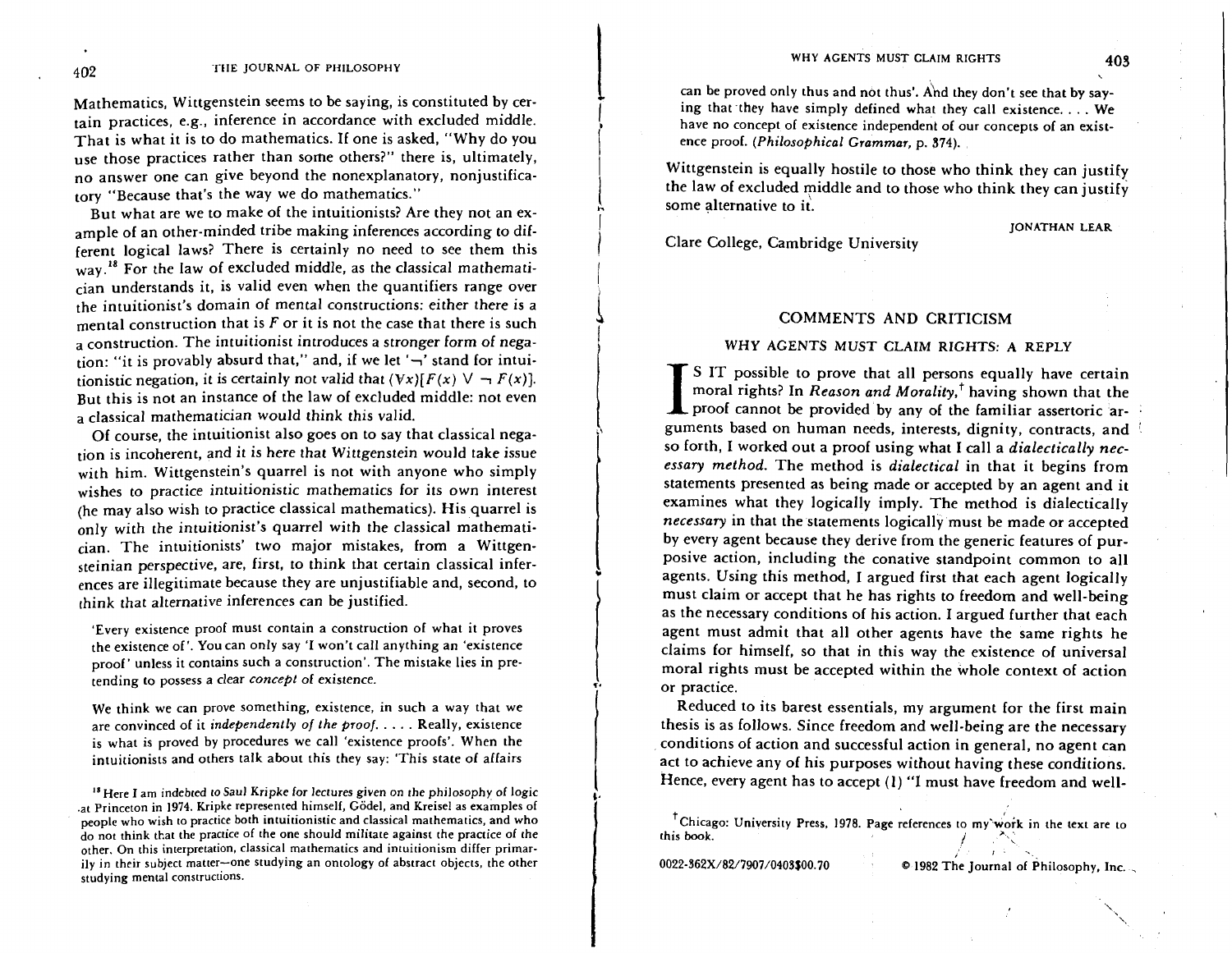Mathematics, Wittgenstein seems to be saying, is constituted by certain practices, e.g., inference in accordance with excluded middle. That is what it is to do mathematics. If one is asked, "Why do you use those practices rather than some others?" there is, ultimately, no answer one can give beyond the nonexplanatory, nonjustificatory "Because that's the way we do mathematics."

But what are we to make of the intuitionists? Are they not an example of an other-minded tribe making inferences according to different logical laws? There is certainly no need to see them this way.[18] For the law of excluded middle, as the classical mathematician understands it, is valid even when the quantifiers range over the intuitionist's domain of mental constructions: either there is a mental construction that is $F$ or it is not the case that there is such a construction. The intuitionist introduces a stronger form of negation: "it is provably absurd that," and, if we let '$\neg$' stand for intuitionistic negation, it is certainly not valid that $(\forall x)[F(x) \vee \neg F(x)]$. But this is not an instance of the law of excluded middle: not even a classical mathematician would think this valid.

Of course, the intuitionist also goes on to say that classical negation is incoherent, and it is here that Wittgenstein would take issue with him. Wittgenstein's quarrel is not with anyone who simply wishes to practice intuitionistic mathematics for its own interest (he may also wish to practice classical mathematics). His quarrel is only with the intuitionist's quarrel with the classical mathematician. The intuitionists' two major mistakes, from a Wittgensteinian perspective, are, first, to think that certain classical inferences are illegitimate because they are unjustifiable and, second, to think that alternative inferences can be justified.

> 'Every existence proof must contain a construction of what it proves the existence of'. You can only say 'I won't call anything an 'existence proof' unless it contains such a construction'. The mistake lies in pretending to possess a clear *concept* of existence.
>
> We think we can prove something, existence, in such a way that we are convinced of it *independently of the proof*. . . . . Really, existence is what is proved by procedures we call 'existence proofs'. When the intuitionists and others talk about this they say: 'This state of affairs can be proved only thus and not thus'. And they don't see that by saying that they have simply defined what they call existence. . . . We have no concept of existence independent of our concepts of an existence proof. (*Philosophical Grammar*, p. 374).

Wittgenstein is equally hostile to those who think they can justify the law of excluded middle and to those who think they can justify some alternative to it.

JONATHAN LEAR

Clare College, Cambridge University

[18] Here I am indebted to Saul Kripke for lectures given on the philosophy of logic at Princeton in 1974. Kripke represented himself, Gödel, and Kreisel as examples of people who wish to practice both intuitionistic and classical mathematics, and who do not think that the practice of the one should militate against the practice of the other. On this interpretation, classical mathematics and intuitionism differ primarily in their subject matter—one studying an ontology of abstract objects, the other studying mental constructions.

## COMMENTS AND CRITICISM

### WHY AGENTS MUST CLAIM RIGHTS: A REPLY

IS IT possible to prove that all persons equally have certain moral rights? In *Reason and Morality*,[†] having shown that the proof cannot be provided by any of the familiar assertoric arguments based on human needs, interests, dignity, contracts, and so forth, I worked out a proof using what I call a *dialectically necessary method*. The method is *dialectical* in that it begins from statements presented as being made or accepted by an agent and it examines what they logically imply. The method is dialectically *necessary* in that the statements logically must be made or accepted by every agent because they derive from the generic features of purposive action, including the conative standpoint common to all agents. Using this method, I argued first that each agent logically must claim or accept that he has rights to freedom and well-being as the necessary conditions of his action. I argued further that each agent must admit that all other agents have the same rights he claims for himself, so that in this way the existence of universal moral rights must be accepted within the whole context of action or practice.

Reduced to its barest essentials, my argument for the first main thesis is as follows. Since freedom and well-being are the necessary conditions of action and successful action in general, no agent can act to achieve any of his purposes without having these conditions. Hence, every agent has to accept (1) "I must have freedom and well-

[†] Chicago: University Press, 1978. Page references to my work in the text are to this book.

0022-362X/82/7907/0403$00.70 © 1982 The Journal of Philosophy, Inc.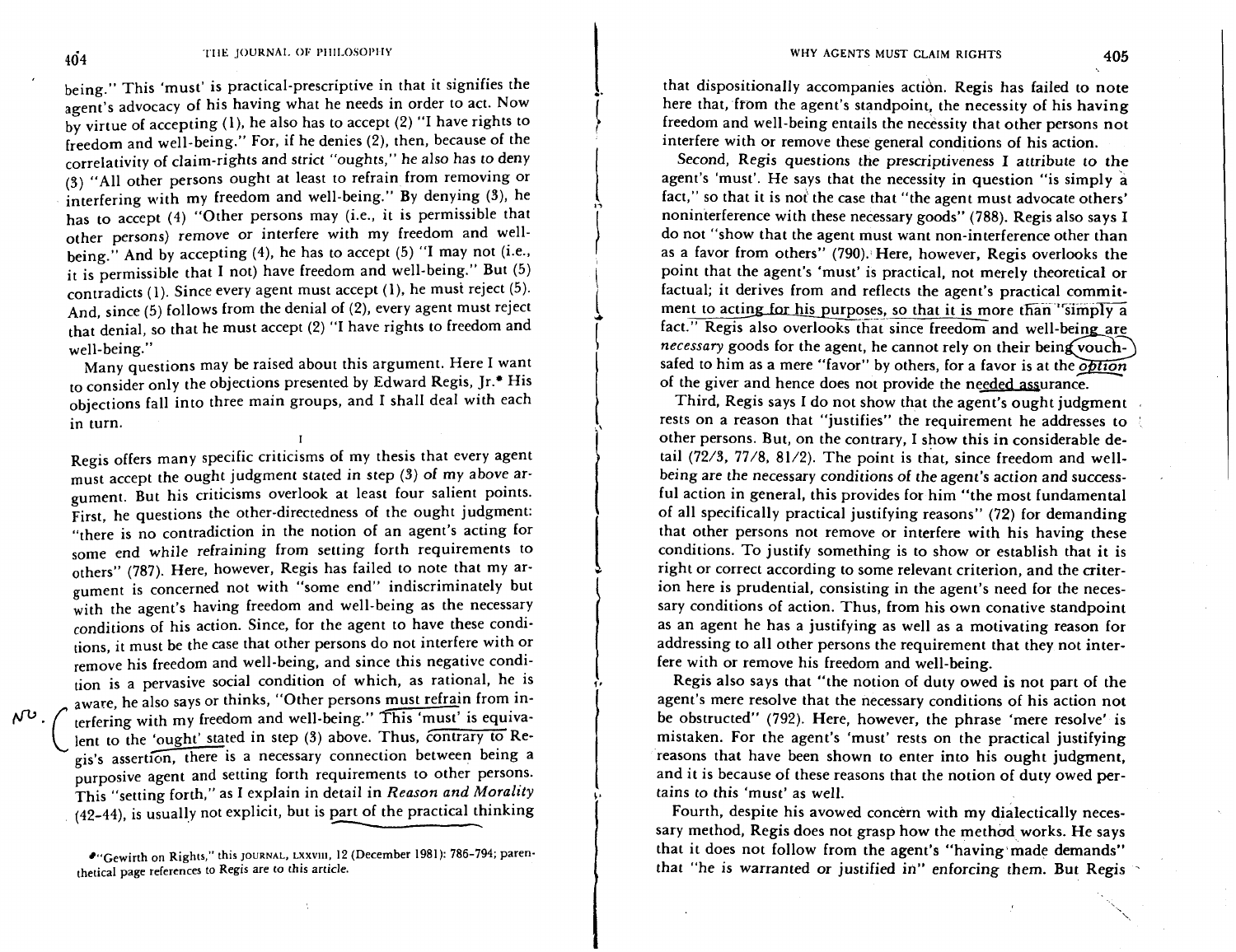being." This 'must' is practical-prescriptive in that it signifies the agent's advocacy of his having what he needs in order to act. Now by virtue of accepting (1), he also has to accept (2) "I have rights to freedom and well-being." For, if he denies (2), then, because of the correlativity of claim-rights and strict "oughts," he also has to deny (3) "All other persons ought at least to refrain from removing or interfering with my freedom and well-being." By denying (3), he has to accept (4) "Other persons may (i.e., it is permissible that other persons) remove or interfere with my freedom and well-being." And by accepting (4), he has to accept (5) "I may not (i.e., it is permissible that I not) have freedom and well-being." But (5) contradicts (1). Since every agent must accept (1), he must reject (5). And, since (5) follows from the denial of (2), every agent must reject that denial, so that he must accept (2) "I have rights to freedom and well-being."

Many questions may be raised about this argument. Here I want to consider only the objections presented by Edward Regis, Jr.* His objections fall into three main groups, and I shall deal with each in turn.

## I

Regis offers many specific criticisms of my thesis that every agent must accept the ought judgment stated in step (3) of my above argument. But his criticisms overlook at least four salient points. First, he questions the other-directedness of the ought judgment: "there is no contradiction in the notion of an agent's acting for some end while refraining from setting forth requirements to others" (787). Here, however, Regis has failed to note that my argument is concerned not with "some end" indiscriminately but with the agent's having freedom and well-being as the necessary conditions of his action. Since, for the agent to have these conditions, it must be the case that other persons do not interfere with or remove his freedom and well-being, and since this negative condition is a pervasive social condition of which, as rational, he is aware, he also says or thinks, "Other persons must refrain from interfering with my freedom and well-being." This 'must' is equivalent to the 'ought' stated in step (3) above. Thus, contrary to Regis's assertion, there is a necessary connection between being a purposive agent and setting forth requirements to other persons. This "setting forth," as I explain in detail in *Reason and Morality* (42-44), is usually not explicit, but is part of the practical thinking that dispositionally accompanies action. Regis has failed to note here that, from the agent's standpoint, the necessity of his having freedom and well-being entails the necessity that other persons not interfere with or remove these general conditions of his action.

Second, Regis questions the prescriptiveness I attribute to the agent's 'must'. He says that the necessity in question "is simply a fact," so that it is not the case that "the agent must advocate others' noninterference with these necessary goods" (788). Regis also says I do not "show that the agent must want non-interference other than as a favor from others" (790). Here, however, Regis overlooks the point that the agent's 'must' is practical, not merely theoretical or factual; it derives from and reflects the agent's practical commitment to acting for his purposes, so that it is more than "simply a fact." Regis also overlooks that since freedom and well-being are *necessary* goods for the agent, he cannot rely on their being vouchsafed to him as a mere "favor" by others, for a favor is at the option of the giver and hence does not provide the needed assurance.

Third, Regis says I do not show that the agent's ought judgment rests on a reason that "justifies" the requirement he addresses to other persons. But, on the contrary, I show this in considerable detail (72/3, 77/8, 81/2). The point is that, since freedom and well-being are the necessary conditions of the agent's action and successful action in general, this provides for him "the most fundamental of all specifically practical justifying reasons" (72) for demanding that other persons not remove or interfere with his having these conditions. To justify something is to show or establish that it is right or correct according to some relevant criterion, and the criterion here is prudential, consisting in the agent's need for the necessary conditions of action. Thus, from his own conative standpoint as an agent he has a justifying as well as a motivating reason for addressing to all other persons the requirement that they not interfere with or remove his freedom and well-being.

Regis also says that "the notion of duty owed is not part of the agent's mere resolve that the necessary conditions of his action not be obstructed" (792). Here, however, the phrase 'mere resolve' is mistaken. For the agent's 'must' rests on the practical justifying reasons that have been shown to enter into his ought judgment, and it is because of these reasons that the notion of duty owed pertains to this 'must' as well.

Fourth, despite his avowed concern with my dialectically necessary method, Regis does not grasp how the method works. He says that it does not follow from the agent's "having made demands" that "he is warranted or justified in" enforcing them. But Regis

*"Gewirth on Rights," this JOURNAL, LXXVIII, 12 (December 1981): 786-794; parenthetical page references to Regis are to this article.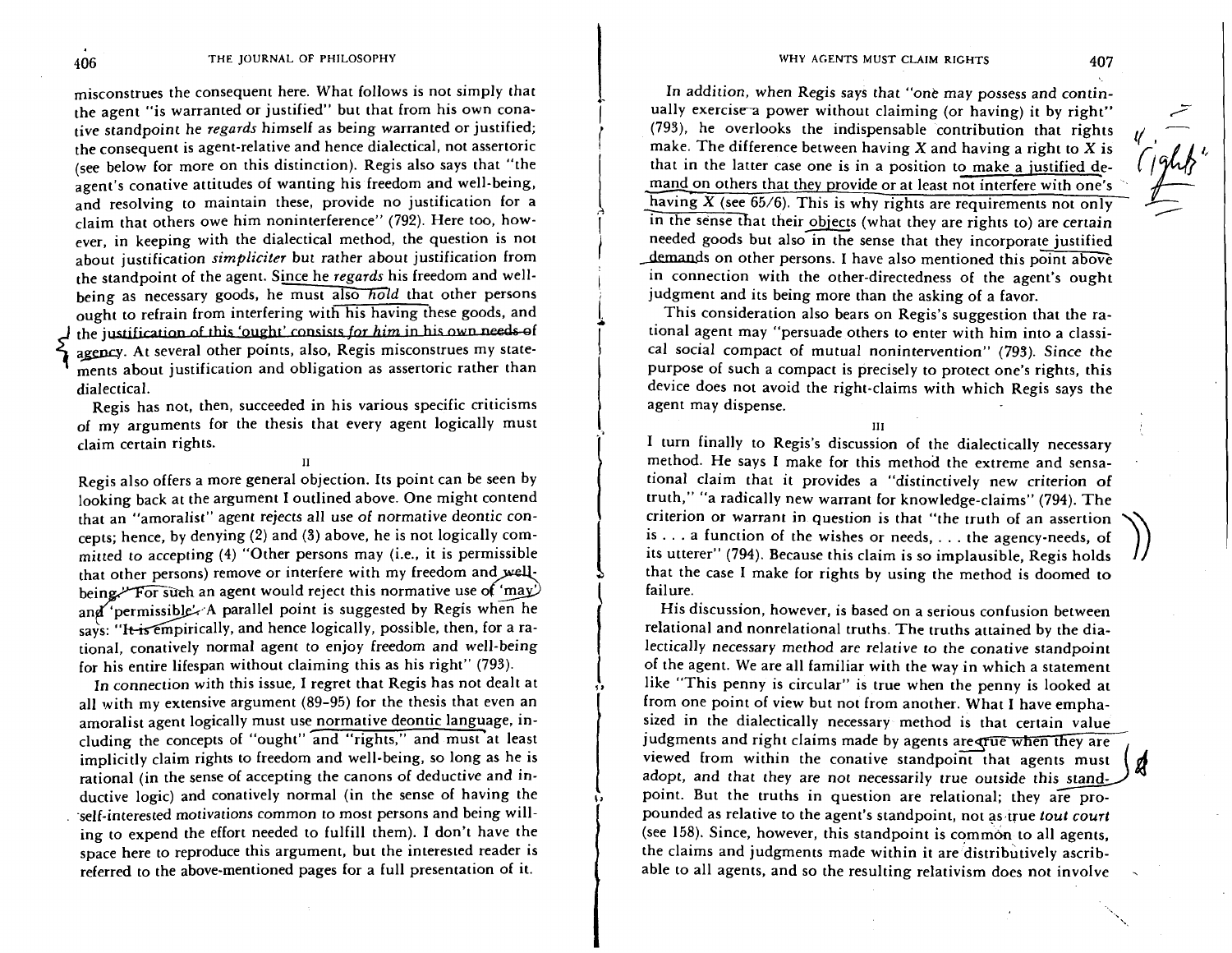misconstrues the consequent here. What follows is not simply that the agent "is warranted or justified" but that from his own conative standpoint he *regards* himself as being warranted or justified; the consequent is agent-relative and hence dialectical, not assertoric (see below for more on this distinction). Regis also says that "the agent's conative attitudes of wanting his freedom and well-being, and resolving to maintain these, provide no justification for a claim that others owe him noninterference" (792). Here too, however, in keeping with the dialectical method, the question is not about justification *simpliciter* but rather about justification from the standpoint of the agent. Since he *regards* his freedom and well-being as necessary goods, he must also *hold* that other persons ought to refrain from interfering with his having these goods, and the justification of this 'ought' consists *for him* in his own needs of agency. At several other points, also, Regis misconstrues my statements about justification and obligation as assertoric rather than dialectical.

Regis has not, then, succeeded in his various specific criticisms of my arguments for the thesis that every agent logically must claim certain rights.

II

Regis also offers a more general objection. Its point can be seen by looking back at the argument I outlined above. One might contend that an "amoralist" agent rejects all use of normative deontic concepts; hence, by denying (2) and (3) above, he is not logically committed to accepting (4) "Other persons may (i.e., it is permissible that other persons) remove or interfere with my freedom and well-being." For such an agent would reject this normative use of 'may' and 'permissible.' A parallel point is suggested by Regis when he says: "It is empirically, and hence logically, possible, then, for a rational, conatively normal agent to enjoy freedom and well-being for his entire lifespan without claiming this as his right" (793).

In connection with this issue, I regret that Regis has not dealt at all with my extensive argument (89–95) for the thesis that even an amoralist agent logically must use normative deontic language, including the concepts of "ought" and "rights," and must at least implicitly claim rights to freedom and well-being, so long as he is rational (in the sense of accepting the canons of deductive and inductive logic) and conatively normal (in the sense of having the self-interested motivations common to most persons and being willing to expend the effort needed to fulfill them). I don't have the space here to reproduce this argument, but the interested reader is referred to the above-mentioned pages for a full presentation of it.

In addition, when Regis says that "one may possess and continually exercise a power without claiming (or having) it by right" (793), he overlooks the indispensable contribution that rights make. The difference between having X and having a right to X is that in the latter case one is in a position to make a justified demand on others that they provide or at least not interfere with one's having X (see 65/6). This is why rights are requirements not only in the sense that their objects (what they are rights to) are certain needed goods but also in the sense that they incorporate justified demands on other persons. I have also mentioned this point above in connection with the other-directedness of the agent's ought judgment and its being more than the asking of a favor.

This consideration also bears on Regis's suggestion that the rational agent may "persuade others to enter with him into a classical social compact of mutual nonintervention" (793). Since the purpose of such a compact is precisely to protect one's rights, this device does not avoid the right-claims with which Regis says the agent may dispense.

III

I turn finally to Regis's discussion of the dialectically necessary method. He says I make for this method the extreme and sensational claim that it provides a "distinctively new criterion of truth," "a radically new warrant for knowledge-claims" (794). The criterion or warrant in question is that "the truth of an assertion is . . . a function of the wishes or needs, . . . the agency-needs, of its utterer" (794). Because this claim is so implausible, Regis holds that the case I make for rights by using the method is doomed to failure.

His discussion, however, is based on a serious confusion between relational and nonrelational truths. The truths attained by the dialectically necessary method are relative to the conative standpoint of the agent. We are all familiar with the way in which a statement like "This penny is circular" is true when the penny is looked at from one point of view but not from another. What I have emphasized in the dialectically necessary method is that certain value judgments and right claims made by agents are true when they are viewed from within the conative standpoint that agents must adopt, and that they are not necessarily true outside this standpoint. But the truths in question are relational; they are propounded as relative to the agent's standpoint, not as true *tout court* (see 158). Since, however, this standpoint is common to all agents, the claims and judgments made within it are distributively ascribable to all agents, and so the resulting relativism does not involve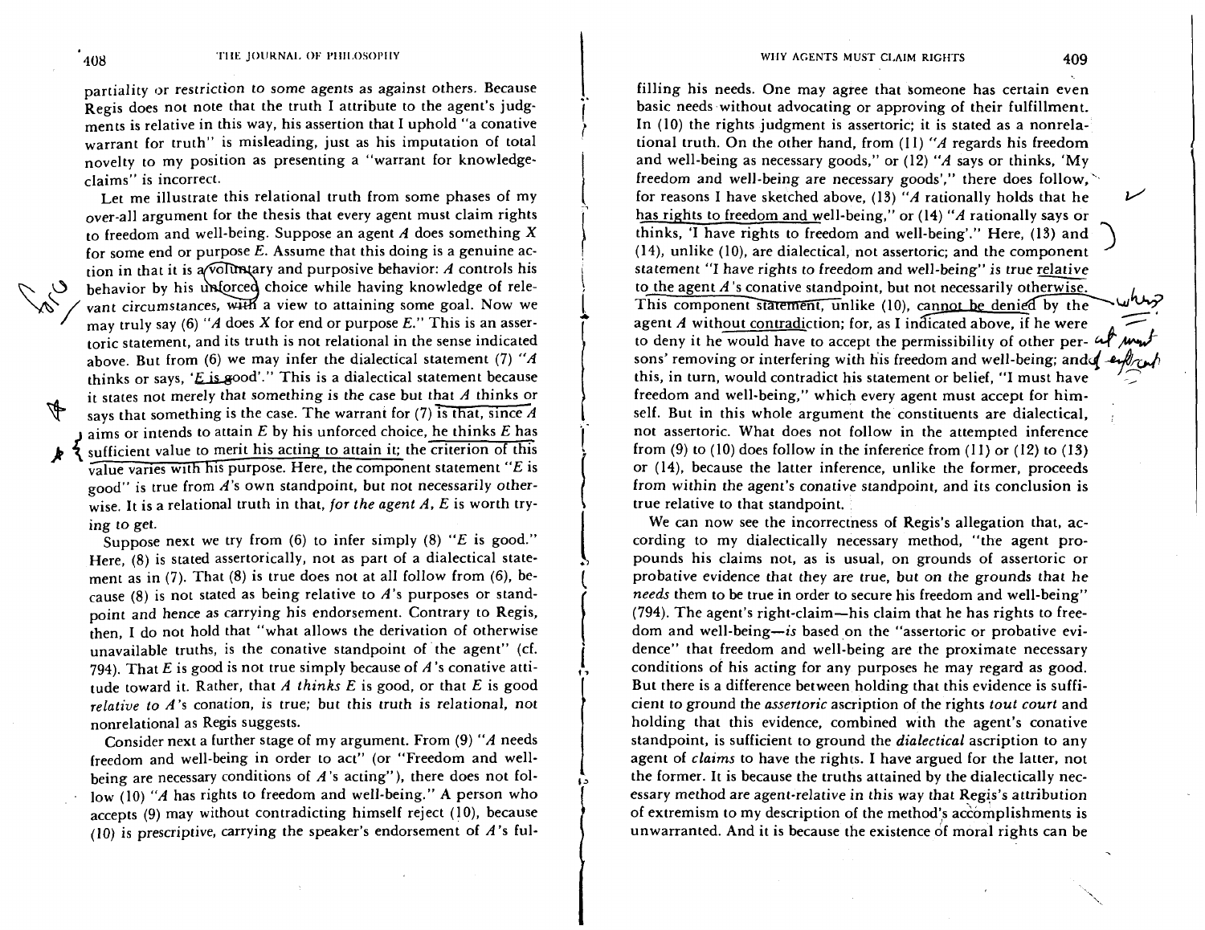partiality or restriction to some agents as against others. Because Regis does not note that the truth I attribute to the agent's judgments is relative in this way, his assertion that I uphold "a conative warrant for truth" is misleading, just as his imputation of total novelty to my position as presenting a "warrant for knowledge-claims" is incorrect.

Let me illustrate this relational truth from some phases of my over-all argument for the thesis that every agent must claim rights to freedom and well-being. Suppose an agent *A* does something *X* for some end or purpose *E*. Assume that this doing is a genuine action in that it is a voluntary and purposive behavior: *A* controls his behavior by his unforced choice while having knowledge of relevant circumstances, with a view to attaining some goal. Now we may truly say (6) "*A* does *X* for end or purpose *E*." This is an assertoric statement, and its truth is not relational in the sense indicated above. But from (6) we may infer the dialectical statement (7) "*A* thinks or says, '*E* is good'." This is a dialectical statement because it states not merely *that something is the case* but that *A* thinks or says that something is the case. The warrant for (7) is that, since *A* aims or intends to attain *E* by his unforced choice, he thinks *E* has sufficient value to merit his acting to attain it; the criterion of this value varies with his purpose. Here, the component statement "*E* is good" is true from *A*'s own standpoint, but not necessarily otherwise. It is a relational truth in that, *for the agent A*, *E* is worth trying to get.

Suppose next we try from (6) to infer simply (8) "*E* is good." Here, (8) is stated assertorically, not as part of a dialectical statement as in (7). That (8) is true does not at all follow from (6), because (8) is not stated as being relative to *A*'s purposes or standpoint and hence as carrying his endorsement. Contrary to Regis, then, I do not hold that "what allows the derivation of otherwise unavailable truths, is the conative standpoint of the agent" (cf. 794). That *E* is good is not true simply because of *A*'s conative attitude toward it. Rather, that *A thinks E* is good, or that *E* is good *relative to A*'s conation, is true; but this truth is relational, not nonrelational as Regis suggests.

Consider next a further stage of my argument. From (9) "*A* needs freedom and well-being in order to act" (or "Freedom and well-being are necessary conditions of *A*'s acting"), there does not follow (10) "*A* has rights to freedom and well-being." A person who accepts (9) may without contradicting himself reject (10), because (10) is prescriptive, carrying the speaker's endorsement of *A*'s fulfilling his needs. One may agree that someone has certain even basic needs without advocating or approving of their fulfillment. In (10) the rights judgment is assertoric; it is stated as a nonrelational truth. On the other hand, from (11) "*A* regards his freedom and well-being as necessary goods," or (12) "*A* says or thinks, 'My freedom and well-being are necessary goods'," there does follow, for reasons I have sketched above, (13) "*A* rationally holds that he has rights to freedom and well-being," or (14) "*A* rationally says or thinks, 'I have rights to freedom and well-being'." Here, (13) and (14), unlike (10), are dialectical, not assertoric; and the component statement "I have rights to freedom and well-being" is true relative to the agent *A*'s conative standpoint, but not necessarily otherwise. This component statement, unlike (10), cannot be denied by the agent *A* without contradiction; for, as I indicated above, if he were to deny it he would have to accept the permissibility of other persons' removing or interfering with his freedom and well-being; and this, in turn, would contradict his statement or belief, "I must have freedom and well-being," which every agent must accept for himself. But in this whole argument the constituents are dialectical, not assertoric. What does not follow in the attempted inference from (9) to (10) does follow in the inference from (11) or (12) to (13) or (14), because the latter inference, unlike the former, proceeds from within the agent's conative standpoint, and its conclusion is true relative to that standpoint.

We can now see the incorrectness of Regis's allegation that, according to my dialectically necessary method, "the agent propounds his claims not, as is usual, on grounds of assertoric or probative evidence that they are true, but on the grounds that he *needs* them to be true in order to secure his freedom and well-being" (794). The agent's right-claim—his claim that he has rights to freedom and well-being—*is* based on the "assertoric or probative evidence" that freedom and well-being are the proximate necessary conditions of his acting for any purposes he may regard as good. But there is a difference between holding that this evidence is sufficient to ground the *assertoric* ascription of the rights *tout court* and holding that this evidence, combined with the agent's conative standpoint, is sufficient to ground the *dialectical* ascription to any agent of *claims* to have the rights. I have argued for the latter, not the former. It is because the truths attained by the dialectically necessary method are agent-relative in this way that Regis's attribution of extremism to my description of the method's accomplishments is unwarranted. And it is because the existence of moral rights can be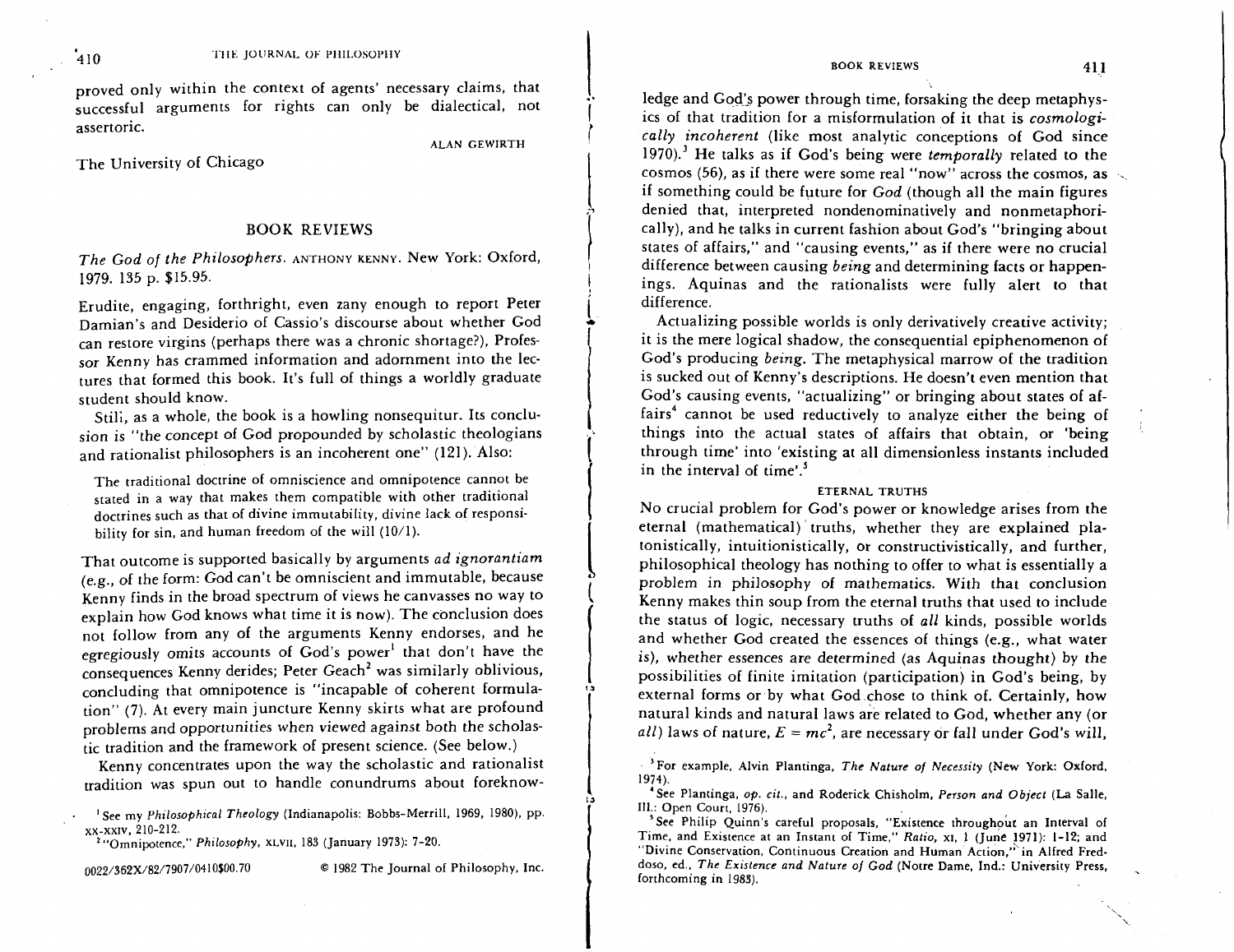proved only within the context of agents' necessary claims, that successful arguments for rights can only be dialectical, not assertoric.

ALAN GEWIRTH

The University of Chicago

## BOOK REVIEWS

*The God of the Philosophers.* ANTHONY KENNY. New York: Oxford, 1979. 135 p. $15.95.

Erudite, engaging, forthright, even zany enough to report Peter Damian's and Desiderio of Cassio's discourse about whether God can restore virgins (perhaps there was a chronic shortage?), Professor Kenny has crammed information and adornment into the lectures that formed this book. It's full of things a worldly graduate student should know.

Still, as a whole, the book is a howling nonsequitur. Its conclusion is "the concept of God propounded by scholastic theologians and rationalist philosophers is an incoherent one" (121). Also:

> The traditional doctrine of omniscience and omnipotence cannot be stated in a way that makes them compatible with other traditional doctrines such as that of divine immutability, divine lack of responsibility for sin, and human freedom of the will (10/1).

That outcome is supported basically by arguments *ad ignorantiam* (e.g., of the form: God can't be omniscient and immutable, because Kenny finds in the broad spectrum of views he canvasses no way to explain how God knows what time it is now). The conclusion does not follow from any of the arguments Kenny endorses, and he egregiously omits accounts of God's power[1] that don't have the consequences Kenny derides; Peter Geach[2] was similarly oblivious, concluding that omnipotence is "incapable of coherent formulation" (7). At every main juncture Kenny skirts what are profound problems and opportunities when viewed against both the scholastic tradition and the framework of present science. (See below.)

Kenny concentrates upon the way the scholastic and rationalist tradition was spun out to handle conundrums about foreknowledge and God's power through time, forsaking the deep metaphysics of that tradition for a misformulation of it that is *cosmologically incoherent* (like most analytic conceptions of God since 1970).[3] He talks as if God's being were *temporally* related to the cosmos (56), as if there were some real "now" across the cosmos, as if something could be future for *God* (though all the main figures denied that, interpreted nondenominatively and nonmetaphorically), and he talks in current fashion about God's "bringing about states of affairs," and "causing events," as if there were no crucial difference between causing *being* and determining facts or happenings. Aquinas and the rationalists were fully alert to that difference.

Actualizing possible worlds is only derivatively creative activity; it is the mere logical shadow, the consequential epiphenomenon of God's producing *being*. The metaphysical marrow of the tradition is sucked out of Kenny's descriptions. He doesn't even mention that God's causing events, "actualizing" or bringing about states of affairs[4] cannot be used reductively to analyze either the being of things into the actual states of affairs that obtain, or 'being through time' into 'existing at all dimensionless instants included in the interval of time'.[5]

### ETERNAL TRUTHS

No crucial problem for God's power or knowledge arises from the eternal (mathematical) truths, whether they are explained platonistically, intuitionistically, or constructivistically, and further, philosophical theology has nothing to offer to what is essentially a problem in philosophy of mathematics. With that conclusion Kenny makes thin soup from the eternal truths that used to include the status of logic, necessary truths of *all* kinds, possible worlds and whether God created the essences of things (e.g., what water is), whether essences are determined (as Aquinas thought) by the possibilities of finite imitation (participation) in God's being, by external forms or by what God chose to think of. Certainly, how natural kinds and natural laws are related to God, whether any (or *all*) laws of nature, $E = mc^2$, are necessary or fall under God's will,

---

[1] See my *Philosophical Theology* (Indianapolis: Bobbs-Merrill, 1969, 1980), pp. xx-xxiv, 210-212.

[2] "Omnipotence," *Philosophy*, XLVII, 183 (January 1973): 7-20.

[3] For example, Alvin Plantinga, *The Nature of Necessity* (New York: Oxford, 1974).

[4] See Plantinga, *op. cit.*, and Roderick Chisholm, *Person and Object* (La Salle, Ill.: Open Court, 1976).

[5] See Philip Quinn's careful proposals, "Existence throughout an Interval of Time, and Existence at an Instant of Time," *Ratio*, XI, 1 (June 1971): 1-12; and "Divine Conservation, Continuous Creation and Human Action," in Alfred Freddoso, ed., *The Existence and Nature of God* (Notre Dame, Ind.: University Press, forthcoming in 1983).

0022/362X/82/7907/0410$00.70 © 1982 The Journal of Philosophy, Inc.